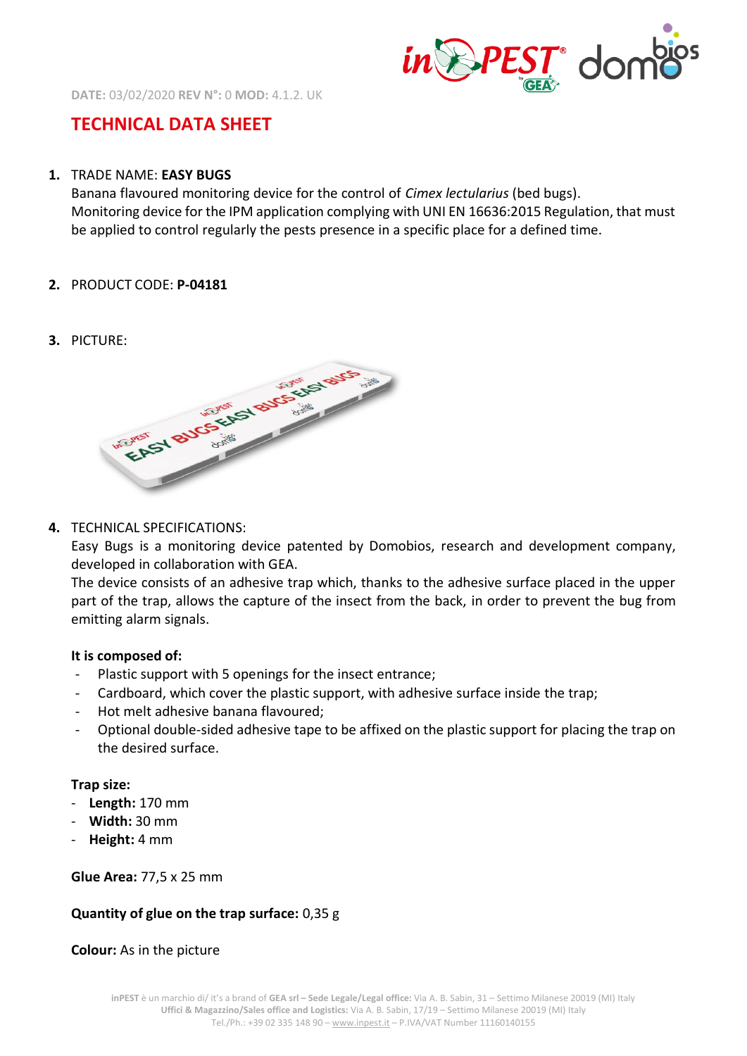DATE: 03/02/2020 REV N°: 0 MOD: 4.1.2. UK

# TECHNICAL DATA SHEET

1. TRADE NAME: **EASY BUGS**
   Banana flavoured monitoring device for the control of *Cimex lectularius* (bed bugs).
   Monitoring device for the IPM application complying with UNI EN 16636:2015 Regulation, that must be applied to control regularly the pests presence in a specific place for a defined time.

2. PRODUCT CODE: **P-04181**

3. PICTURE:

4. TECHNICAL SPECIFICATIONS:
   Easy Bugs is a monitoring device patented by Domobios, research and development company, developed in collaboration with GEA.
   The device consists of an adhesive trap which, thanks to the adhesive surface placed in the upper part of the trap, allows the capture of the insect from the back, in order to prevent the bug from emitting alarm signals.

   **It is composed of:**
   - Plastic support with 5 openings for the insect entrance;
   - Cardboard, which cover the plastic support, with adhesive surface inside the trap;
   - Hot melt adhesive banana flavoured;
   - Optional double-sided adhesive tape to be affixed on the plastic support for placing the trap on the desired surface.

   **Trap size:**
   - **Length:** 170 mm
   - **Width:** 30 mm
   - **Height:** 4 mm

   **Glue Area:** 77,5 x 25 mm

   **Quantity of glue on the trap surface:** 0,35 g

   **Colour:** As in the picture

inPEST è un marchio di/ it's a brand of GEA srl – Sede Legale/Legal office: Via A. B. Sabin, 31 – Settimo Milanese 20019 (MI) Italy
Uffici & Magazzino/Sales office and Logistics: Via A. B. Sabin, 17/19 – Settimo Milanese 20019 (MI) Italy
Tel./Ph.: +39 02 335 148 90 – www.inpest.it – P.IVA/VAT Number 11160140155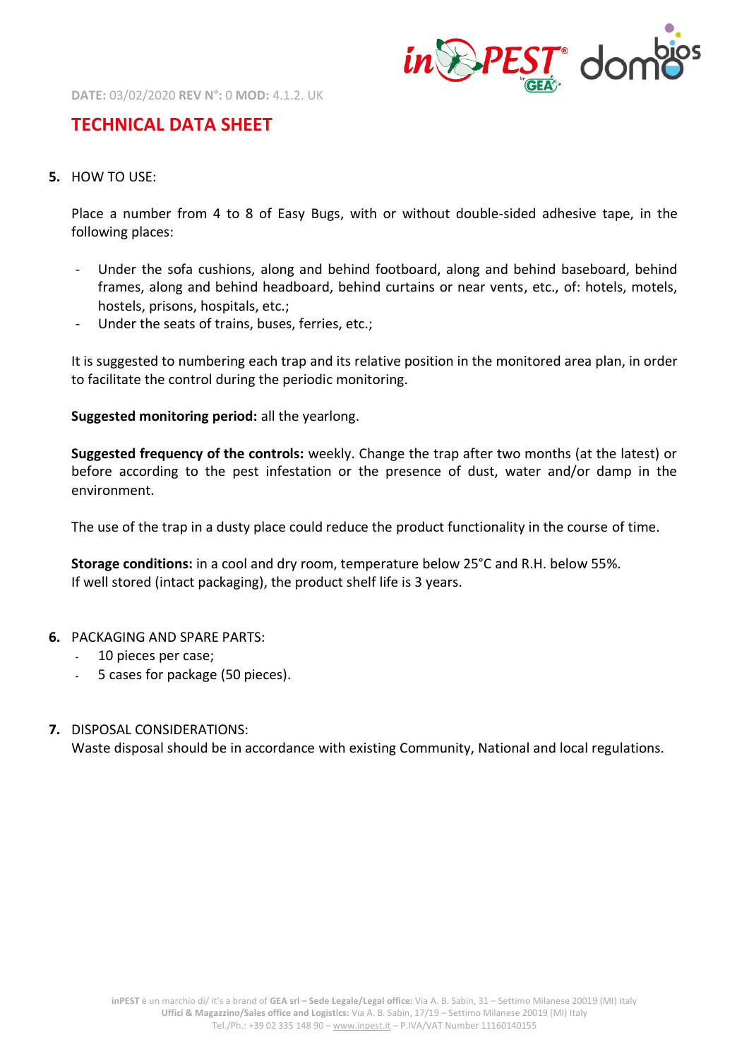DATE: 03/02/2020 REV N°: 0 MOD: 4.1.2. UK

# TECHNICAL DATA SHEET

**5.** HOW TO USE:

Place a number from 4 to 8 of Easy Bugs, with or without double-sided adhesive tape, in the following places:

- Under the sofa cushions, along and behind footboard, along and behind baseboard, behind frames, along and behind headboard, behind curtains or near vents, etc., of: hotels, motels, hostels, prisons, hospitals, etc.;
- Under the seats of trains, buses, ferries, etc.;

It is suggested to numbering each trap and its relative position in the monitored area plan, in order to facilitate the control during the periodic monitoring.

**Suggested monitoring period:** all the yearlong.

**Suggested frequency of the controls:** weekly. Change the trap after two months (at the latest) or before according to the pest infestation or the presence of dust, water and/or damp in the environment.

The use of the trap in a dusty place could reduce the product functionality in the course of time.

**Storage conditions:** in a cool and dry room, temperature below 25°C and R.H. below 55%.
If well stored (intact packaging), the product shelf life is 3 years.

**6.** PACKAGING AND SPARE PARTS:

- 10 pieces per case;
- 5 cases for package (50 pieces).

**7.** DISPOSAL CONSIDERATIONS:
Waste disposal should be in accordance with existing Community, National and local regulations.

**inPEST** è un marchio di/ it's a brand of **GEA srl – Sede Legale/Legal office:** Via A. B. Sabin, 31 – Settimo Milanese 20019 (MI) Italy
**Uffici & Magazzino/Sales office and Logistics:** Via A. B. Sabin, 17/19 – Settimo Milanese 20019 (MI) Italy
Tel./Ph.: +39 02 335 148 90 – www.inpest.it – P.IVA/VAT Number 11160140155